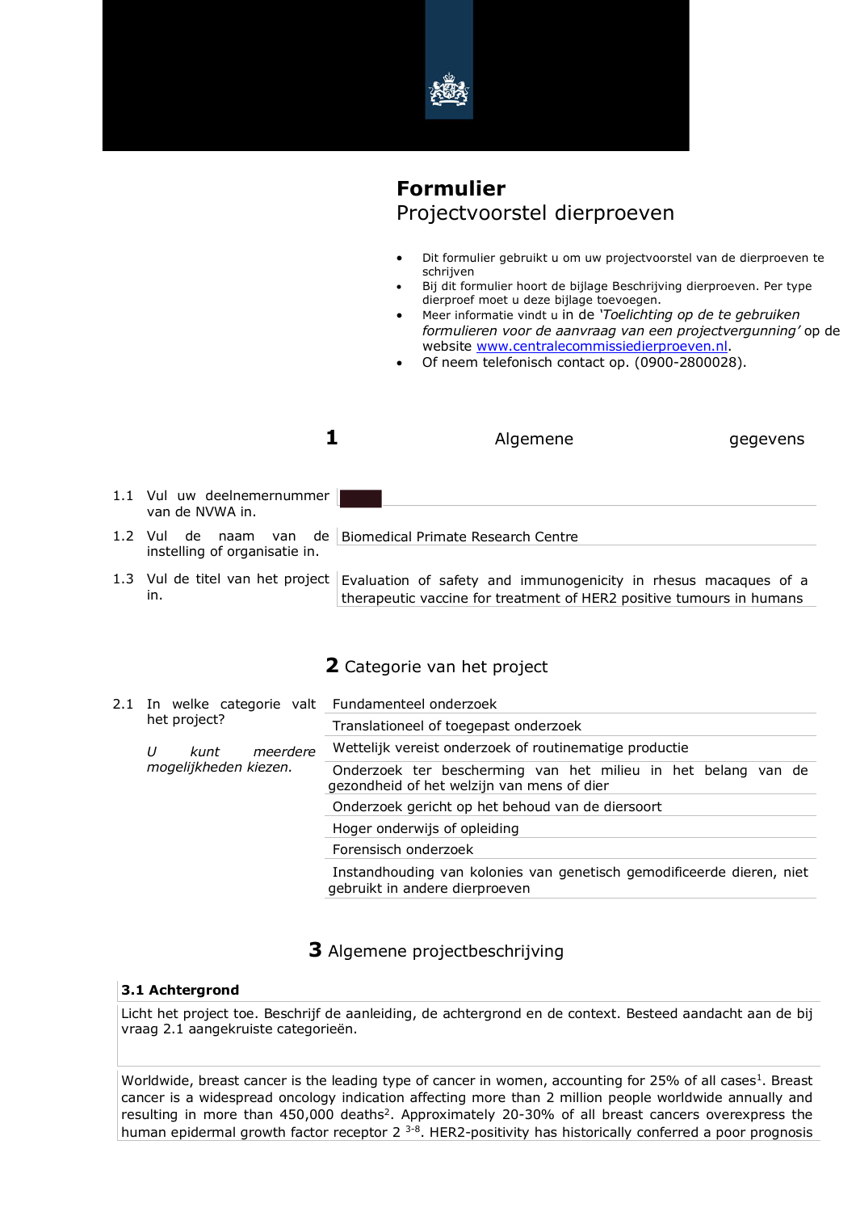# Formulier
## Projectvoorstel dierproeven

- Dit formulier gebruikt u om uw projectvoorstel van de dierproeven te schrijven
- Bij dit formulier hoort de bijlage Beschrijving dierproeven. Per type dierproef moet u deze bijlage toevoegen.
- Meer informatie vindt u in de *'Toelichting op de te gebruiken formulieren voor de aanvraag van een projectvergunning'* op de website www.centralecommissiedierproeven.nl.
- Of neem telefonisch contact op. (0900-2800028).

## 1 Algemene gegevens

| | |
|---|---|
| 1.1 Vul uw deelnemernummer van de NVWA in. | |
| 1.2 Vul de naam van de instelling of organisatie in. | Biomedical Primate Research Centre |
| 1.3 Vul de titel van het project in. | Evaluation of safety and immunogenicity in rhesus macaques of a therapeutic vaccine for treatment of HER2 positive tumours in humans |

## 2 Categorie van het project

2.1 In welke categorie valt het project?

*U kunt meerdere mogelijkheden kiezen.*

- Fundamenteel onderzoek
- Translationeel of toegepast onderzoek
- Wettelijk vereist onderzoek of routinematige productie
- Onderzoek ter bescherming van het milieu in het belang van de gezondheid of het welzijn van mens of dier
- Onderzoek gericht op het behoud van de diersoort
- Hoger onderwijs of opleiding
- Forensisch onderzoek
- Instandhouding van kolonies van genetisch gemodificeerde dieren, niet gebruikt in andere dierproeven

## 3 Algemene projectbeschrijving

### 3.1 Achtergrond

Licht het project toe. Beschrijf de aanleiding, de achtergrond en de context. Besteed aandacht aan de bij vraag 2.1 aangekruiste categorieën.

Worldwide, breast cancer is the leading type of cancer in women, accounting for 25% of all cases[1]. Breast cancer is a widespread oncology indication affecting more than 2 million people worldwide annually and resulting in more than 450,000 deaths[2]. Approximately 20-30% of all breast cancers overexpress the human epidermal growth factor receptor 2 [3-8]. HER2-positivity has historically conferred a poor prognosis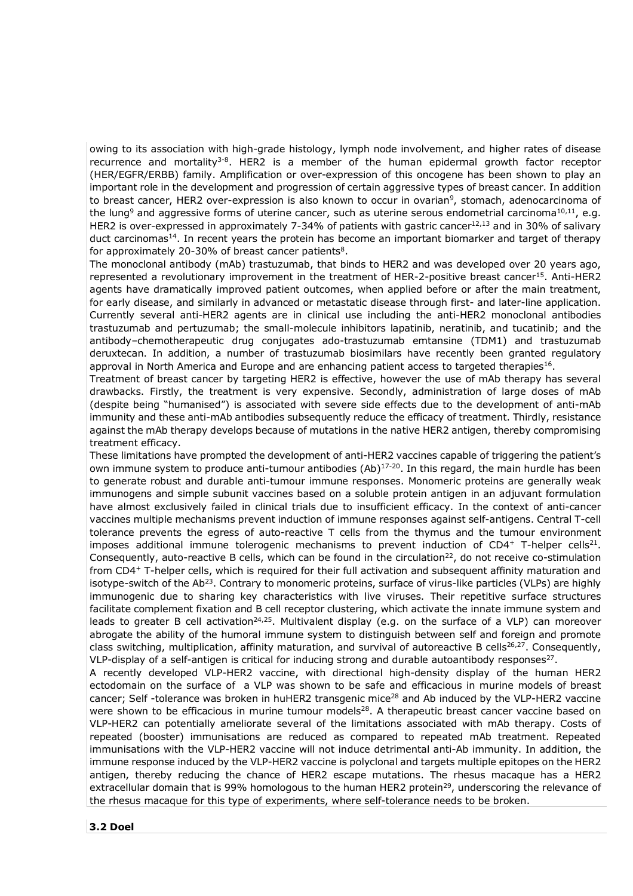owing to its association with high-grade histology, lymph node involvement, and higher rates of disease recurrence and mortality[3-8]. HER2 is a member of the human epidermal growth factor receptor (HER/EGFR/ERBB) family. Amplification or over-expression of this oncogene has been shown to play an important role in the development and progression of certain aggressive types of breast cancer. In addition to breast cancer, HER2 over-expression is also known to occur in ovarian[9], stomach, adenocarcinoma of the lung[9] and aggressive forms of uterine cancer, such as uterine serous endometrial carcinoma[10,11], e.g. HER2 is over-expressed in approximately 7-34% of patients with gastric cancer[12,13] and in 30% of salivary duct carcinomas[14]. In recent years the protein has become an important biomarker and target of therapy for approximately 20-30% of breast cancer patients[8].

The monoclonal antibody (mAb) trastuzumab, that binds to HER2 and was developed over 20 years ago, represented a revolutionary improvement in the treatment of HER-2-positive breast cancer[15]. Anti-HER2 agents have dramatically improved patient outcomes, when applied before or after the main treatment, for early disease, and similarly in advanced or metastatic disease through first- and later-line application. Currently several anti-HER2 agents are in clinical use including the anti-HER2 monoclonal antibodies trastuzumab and pertuzumab; the small-molecule inhibitors lapatinib, neratinib, and tucatinib; and the antibody–chemotherapeutic drug conjugates ado-trastuzumab emtansine (TDM1) and trastuzumab deruxtecan. In addition, a number of trastuzumab biosimilars have recently been granted regulatory approval in North America and Europe and are enhancing patient access to targeted therapies[16].

Treatment of breast cancer by targeting HER2 is effective, however the use of mAb therapy has several drawbacks. Firstly, the treatment is very expensive. Secondly, administration of large doses of mAb (despite being "humanised") is associated with severe side effects due to the development of anti-mAb immunity and these anti-mAb antibodies subsequently reduce the efficacy of treatment. Thirdly, resistance against the mAb therapy develops because of mutations in the native HER2 antigen, thereby compromising treatment efficacy.

These limitations have prompted the development of anti-HER2 vaccines capable of triggering the patient's own immune system to produce anti-tumour antibodies (Ab)[17-20]. In this regard, the main hurdle has been to generate robust and durable anti-tumour immune responses. Monomeric proteins are generally weak immunogens and simple subunit vaccines based on a soluble protein antigen in an adjuvant formulation have almost exclusively failed in clinical trials due to insufficient efficacy. In the context of anti-cancer vaccines multiple mechanisms prevent induction of immune responses against self-antigens. Central T-cell tolerance prevents the egress of auto-reactive T cells from the thymus and the tumour environment imposes additional immune tolerogenic mechanisms to prevent induction of $CD4^+$ T-helper cells[21]. Consequently, auto-reactive B cells, which can be found in the circulation[22], do not receive co-stimulation from $CD4^+$ T-helper cells, which is required for their full activation and subsequent affinity maturation and isotype-switch of the Ab[23]. Contrary to monomeric proteins, surface of virus-like particles (VLPs) are highly immunogenic due to sharing key characteristics with live viruses. Their repetitive surface structures facilitate complement fixation and B cell receptor clustering, which activate the innate immune system and leads to greater B cell activation[24,25]. Multivalent display (e.g. on the surface of a VLP) can moreover abrogate the ability of the humoral immune system to distinguish between self and foreign and promote class switching, multiplication, affinity maturation, and survival of autoreactive B cells[26,27]. Consequently, VLP-display of a self-antigen is critical for inducing strong and durable autoantibody responses[27].

A recently developed VLP-HER2 vaccine, with directional high-density display of the human HER2 ectodomain on the surface of a VLP was shown to be safe and efficacious in murine models of breast cancer; Self -tolerance was broken in huHER2 transgenic mice[28] and Ab induced by the VLP-HER2 vaccine were shown to be efficacious in murine tumour models[28]. A therapeutic breast cancer vaccine based on VLP-HER2 can potentially ameliorate several of the limitations associated with mAb therapy. Costs of repeated (booster) immunisations are reduced as compared to repeated mAb treatment. Repeated immunisations with the VLP-HER2 vaccine will not induce detrimental anti-Ab immunity. In addition, the immune response induced by the VLP-HER2 vaccine is polyclonal and targets multiple epitopes on the HER2 antigen, thereby reducing the chance of HER2 escape mutations. The rhesus macaque has a HER2 extracellular domain that is 99% homologous to the human HER2 protein[29], underscoring the relevance of the rhesus macaque for this type of experiments, where self-tolerance needs to be broken.

### 3.2 Doel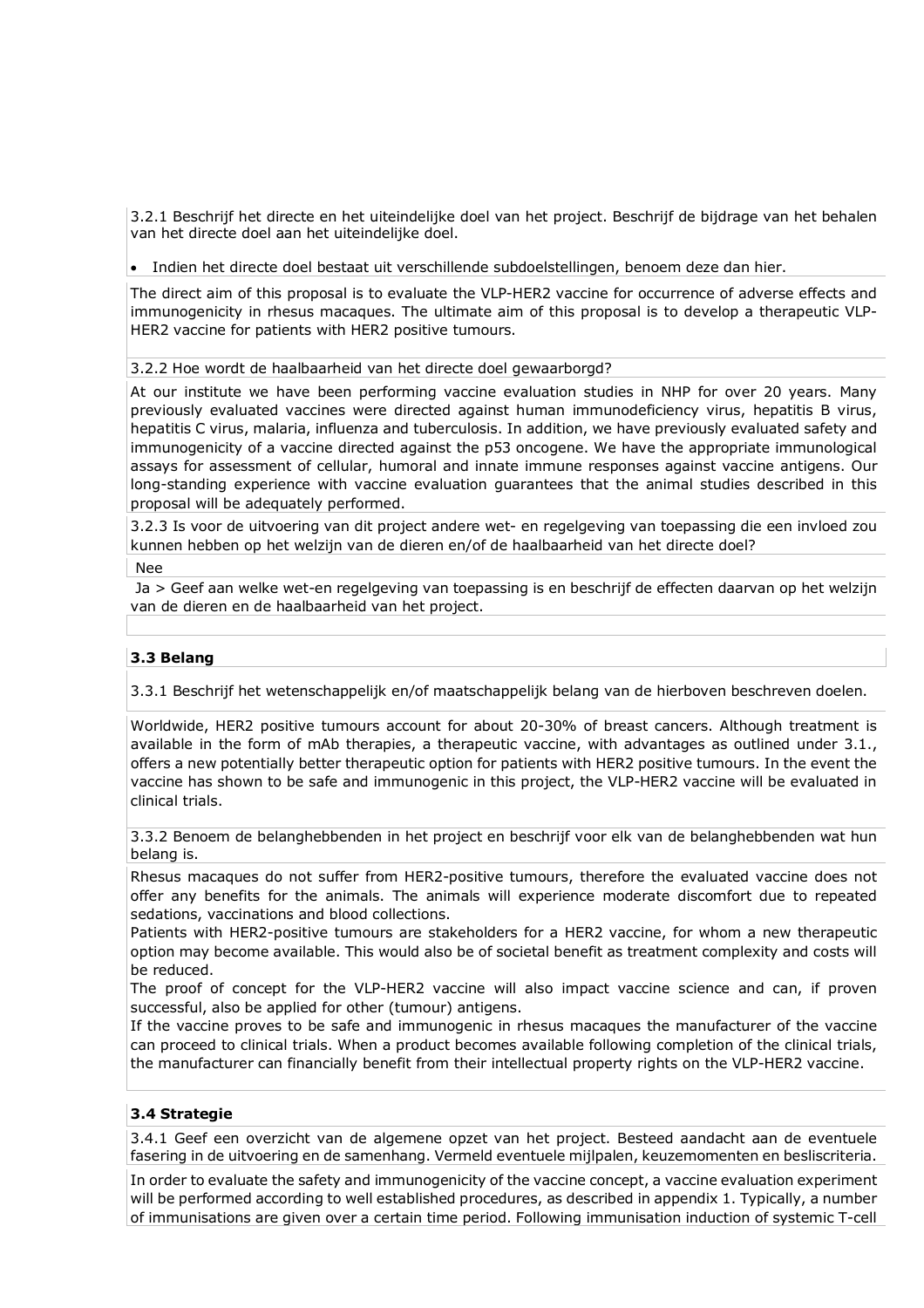3.2.1 Beschrijf het directe en het uiteindelijke doel van het project. Beschrijf de bijdrage van het behalen van het directe doel aan het uiteindelijke doel.

- Indien het directe doel bestaat uit verschillende subdoelstellingen, benoem deze dan hier.

The direct aim of this proposal is to evaluate the VLP-HER2 vaccine for occurrence of adverse effects and immunogenicity in rhesus macaques. The ultimate aim of this proposal is to develop a therapeutic VLP-HER2 vaccine for patients with HER2 positive tumours.

3.2.2 Hoe wordt de haalbaarheid van het directe doel gewaarborgd?

At our institute we have been performing vaccine evaluation studies in NHP for over 20 years. Many previously evaluated vaccines were directed against human immunodeficiency virus, hepatitis B virus, hepatitis C virus, malaria, influenza and tuberculosis. In addition, we have previously evaluated safety and immunogenicity of a vaccine directed against the p53 oncogene. We have the appropriate immunological assays for assessment of cellular, humoral and innate immune responses against vaccine antigens. Our long-standing experience with vaccine evaluation guarantees that the animal studies described in this proposal will be adequately performed.

3.2.3 Is voor de uitvoering van dit project andere wet- en regelgeving van toepassing die een invloed zou kunnen hebben op het welzijn van de dieren en/of de haalbaarheid van het directe doel?

Nee

Ja > Geef aan welke wet-en regelgeving van toepassing is en beschrijf de effecten daarvan op het welzijn van de dieren en de haalbaarheid van het project.

### 3.3 Belang

3.3.1 Beschrijf het wetenschappelijk en/of maatschappelijk belang van de hierboven beschreven doelen.

Worldwide, HER2 positive tumours account for about 20-30% of breast cancers. Although treatment is available in the form of mAb therapies, a therapeutic vaccine, with advantages as outlined under 3.1., offers a new potentially better therapeutic option for patients with HER2 positive tumours. In the event the vaccine has shown to be safe and immunogenic in this project, the VLP-HER2 vaccine will be evaluated in clinical trials.

3.3.2 Benoem de belanghebbenden in het project en beschrijf voor elk van de belanghebbenden wat hun belang is.

Rhesus macaques do not suffer from HER2-positive tumours, therefore the evaluated vaccine does not offer any benefits for the animals. The animals will experience moderate discomfort due to repeated sedations, vaccinations and blood collections.
Patients with HER2-positive tumours are stakeholders for a HER2 vaccine, for whom a new therapeutic option may become available. This would also be of societal benefit as treatment complexity and costs will be reduced.
The proof of concept for the VLP-HER2 vaccine will also impact vaccine science and can, if proven successful, also be applied for other (tumour) antigens.
If the vaccine proves to be safe and immunogenic in rhesus macaques the manufacturer of the vaccine can proceed to clinical trials. When a product becomes available following completion of the clinical trials, the manufacturer can financially benefit from their intellectual property rights on the VLP-HER2 vaccine.

### 3.4 Strategie

3.4.1 Geef een overzicht van de algemene opzet van het project. Besteed aandacht aan de eventuele fasering in de uitvoering en de samenhang. Vermeld eventuele mijlpalen, keuzemomenten en besliscriteria.

In order to evaluate the safety and immunogenicity of the vaccine concept, a vaccine evaluation experiment will be performed according to well established procedures, as described in appendix 1. Typically, a number of immunisations are given over a certain time period. Following immunisation induction of systemic T-cell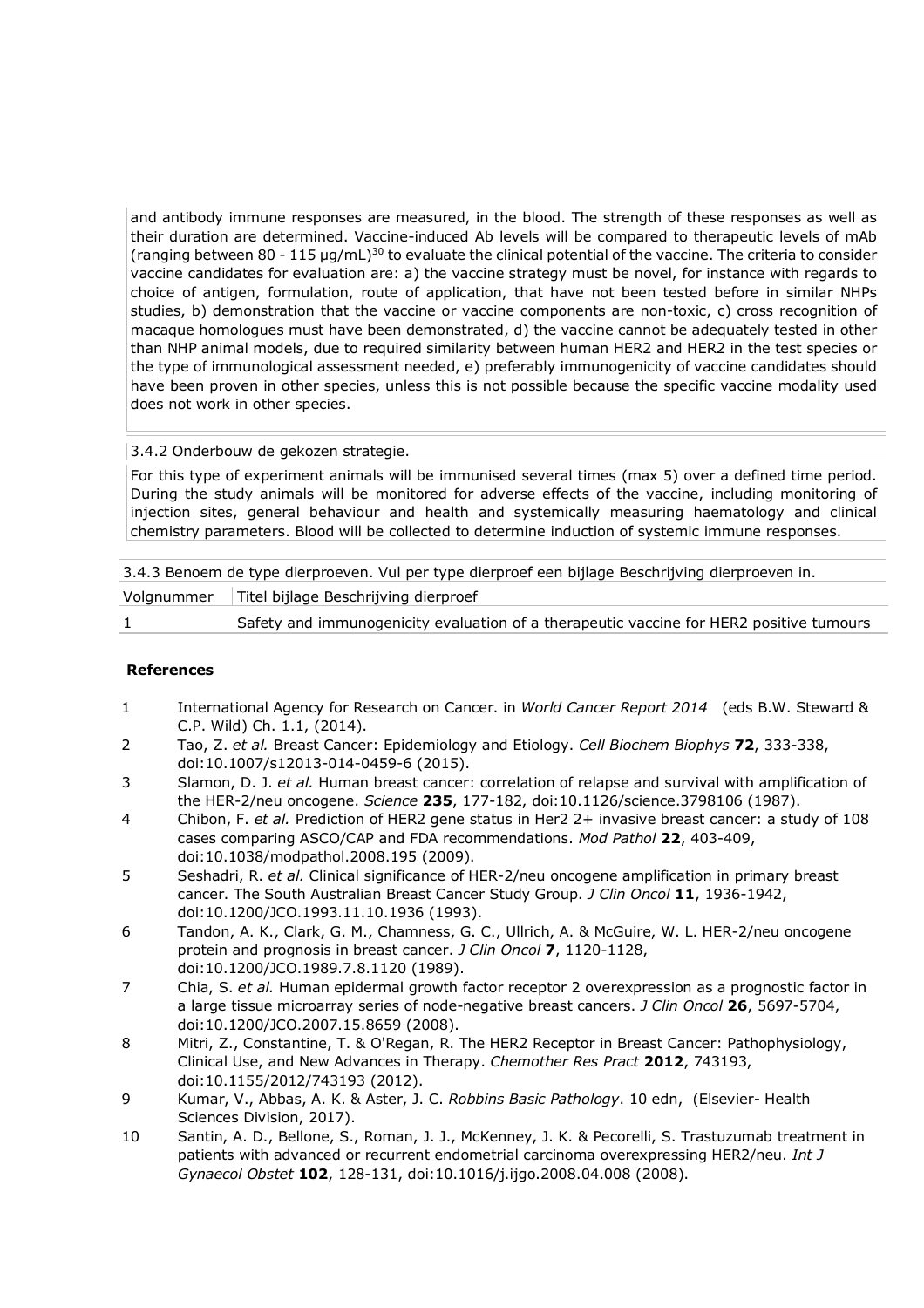and antibody immune responses are measured, in the blood. The strength of these responses as well as their duration are determined. Vaccine-induced Ab levels will be compared to therapeutic levels of mAb (ranging between 80 - 115 µg/mL)[30] to evaluate the clinical potential of the vaccine. The criteria to consider vaccine candidates for evaluation are: a) the vaccine strategy must be novel, for instance with regards to choice of antigen, formulation, route of application, that have not been tested before in similar NHPs studies, b) demonstration that the vaccine or vaccine components are non-toxic, c) cross recognition of macaque homologues must have been demonstrated, d) the vaccine cannot be adequately tested in other than NHP animal models, due to required similarity between human HER2 and HER2 in the test species or the type of immunological assessment needed, e) preferably immunogenicity of vaccine candidates should have been proven in other species, unless this is not possible because the specific vaccine modality used does not work in other species.

3.4.2 Onderbouw de gekozen strategie.

For this type of experiment animals will be immunised several times (max 5) over a defined time period. During the study animals will be monitored for adverse effects of the vaccine, including monitoring of injection sites, general behaviour and health and systemically measuring haematology and clinical chemistry parameters. Blood will be collected to determine induction of systemic immune responses.

3.4.3 Benoem de type dierproeven. Vul per type dierproef een bijlage Beschrijving dierproeven in.

| Volgnummer | Titel bijlage Beschrijving dierproef |
|---|---|
| 1 | Safety and immunogenicity evaluation of a therapeutic vaccine for HER2 positive tumours |

**References**

1. International Agency for Research on Cancer. in *World Cancer Report 2014* (eds B.W. Steward & C.P. Wild) Ch. 1.1, (2014).
2. Tao, Z. *et al.* Breast Cancer: Epidemiology and Etiology. *Cell Biochem Biophys* **72**, 333-338, doi:10.1007/s12013-014-0459-6 (2015).
3. Slamon, D. J. *et al.* Human breast cancer: correlation of relapse and survival with amplification of the HER-2/neu oncogene. *Science* **235**, 177-182, doi:10.1126/science.3798106 (1987).
4. Chibon, F. *et al.* Prediction of HER2 gene status in Her2 2+ invasive breast cancer: a study of 108 cases comparing ASCO/CAP and FDA recommendations. *Mod Pathol* **22**, 403-409, doi:10.1038/modpathol.2008.195 (2009).
5. Seshadri, R. *et al.* Clinical significance of HER-2/neu oncogene amplification in primary breast cancer. The South Australian Breast Cancer Study Group. *J Clin Oncol* **11**, 1936-1942, doi:10.1200/JCO.1993.11.10.1936 (1993).
6. Tandon, A. K., Clark, G. M., Chamness, G. C., Ullrich, A. & McGuire, W. L. HER-2/neu oncogene protein and prognosis in breast cancer. *J Clin Oncol* **7**, 1120-1128, doi:10.1200/JCO.1989.7.8.1120 (1989).
7. Chia, S. *et al.* Human epidermal growth factor receptor 2 overexpression as a prognostic factor in a large tissue microarray series of node-negative breast cancers. *J Clin Oncol* **26**, 5697-5704, doi:10.1200/JCO.2007.15.8659 (2008).
8. Mitri, Z., Constantine, T. & O'Regan, R. The HER2 Receptor in Breast Cancer: Pathophysiology, Clinical Use, and New Advances in Therapy. *Chemother Res Pract* **2012**, 743193, doi:10.1155/2012/743193 (2012).
9. Kumar, V., Abbas, A. K. & Aster, J. C. *Robbins Basic Pathology*. 10 edn, (Elsevier- Health Sciences Division, 2017).
10. Santin, A. D., Bellone, S., Roman, J. J., McKenney, J. K. & Pecorelli, S. Trastuzumab treatment in patients with advanced or recurrent endometrial carcinoma overexpressing HER2/neu. *Int J Gynaecol Obstet* **102**, 128-131, doi:10.1016/j.ijgo.2008.04.008 (2008).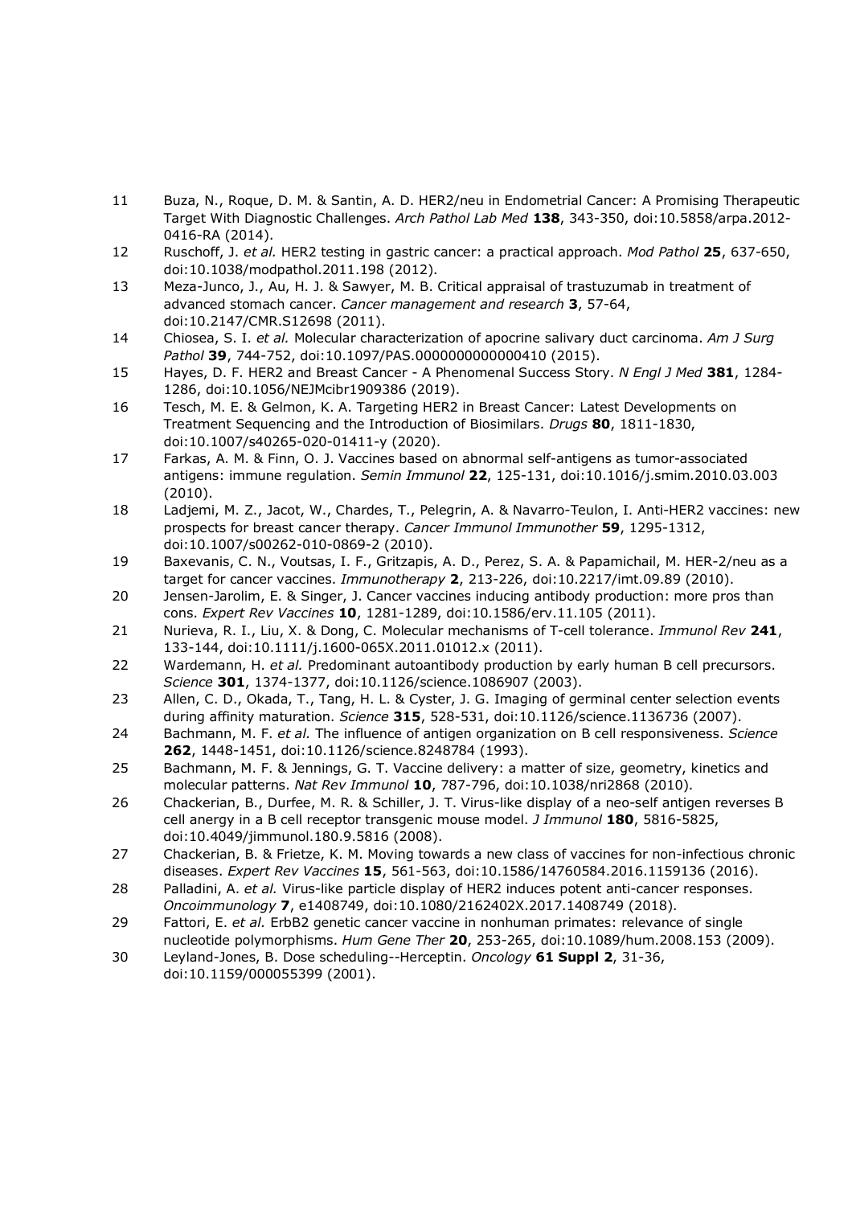11 Buza, N., Roque, D. M. & Santin, A. D. HER2/neu in Endometrial Cancer: A Promising Therapeutic Target With Diagnostic Challenges. *Arch Pathol Lab Med* **138**, 343-350, doi:10.5858/arpa.2012-0416-RA (2014).

12 Ruschoff, J. *et al.* HER2 testing in gastric cancer: a practical approach. *Mod Pathol* **25**, 637-650, doi:10.1038/modpathol.2011.198 (2012).

13 Meza-Junco, J., Au, H. J. & Sawyer, M. B. Critical appraisal of trastuzumab in treatment of advanced stomach cancer. *Cancer management and research* **3**, 57-64, doi:10.2147/CMR.S12698 (2011).

14 Chiosea, S. I. *et al.* Molecular characterization of apocrine salivary duct carcinoma. *Am J Surg Pathol* **39**, 744-752, doi:10.1097/PAS.0000000000000410 (2015).

15 Hayes, D. F. HER2 and Breast Cancer - A Phenomenal Success Story. *N Engl J Med* **381**, 1284-1286, doi:10.1056/NEJMcibr1909386 (2019).

16 Tesch, M. E. & Gelmon, K. A. Targeting HER2 in Breast Cancer: Latest Developments on Treatment Sequencing and the Introduction of Biosimilars. *Drugs* **80**, 1811-1830, doi:10.1007/s40265-020-01411-y (2020).

17 Farkas, A. M. & Finn, O. J. Vaccines based on abnormal self-antigens as tumor-associated antigens: immune regulation. *Semin Immunol* **22**, 125-131, doi:10.1016/j.smim.2010.03.003 (2010).

18 Ladjemi, M. Z., Jacot, W., Chardes, T., Pelegrin, A. & Navarro-Teulon, I. Anti-HER2 vaccines: new prospects for breast cancer therapy. *Cancer Immunol Immunother* **59**, 1295-1312, doi:10.1007/s00262-010-0869-2 (2010).

19 Baxevanis, C. N., Voutsas, I. F., Gritzapis, A. D., Perez, S. A. & Papamichail, M. HER-2/neu as a target for cancer vaccines. *Immunotherapy* **2**, 213-226, doi:10.2217/imt.09.89 (2010).

20 Jensen-Jarolim, E. & Singer, J. Cancer vaccines inducing antibody production: more pros than cons. *Expert Rev Vaccines* **10**, 1281-1289, doi:10.1586/erv.11.105 (2011).

21 Nurieva, R. I., Liu, X. & Dong, C. Molecular mechanisms of T-cell tolerance. *Immunol Rev* **241**, 133-144, doi:10.1111/j.1600-065X.2011.01012.x (2011).

22 Wardemann, H. *et al.* Predominant autoantibody production by early human B cell precursors. *Science* **301**, 1374-1377, doi:10.1126/science.1086907 (2003).

23 Allen, C. D., Okada, T., Tang, H. L. & Cyster, J. G. Imaging of germinal center selection events during affinity maturation. *Science* **315**, 528-531, doi:10.1126/science.1136736 (2007).

24 Bachmann, M. F. *et al.* The influence of antigen organization on B cell responsiveness. *Science* **262**, 1448-1451, doi:10.1126/science.8248784 (1993).

25 Bachmann, M. F. & Jennings, G. T. Vaccine delivery: a matter of size, geometry, kinetics and molecular patterns. *Nat Rev Immunol* **10**, 787-796, doi:10.1038/nri2868 (2010).

26 Chackerian, B., Durfee, M. R. & Schiller, J. T. Virus-like display of a neo-self antigen reverses B cell anergy in a B cell receptor transgenic mouse model. *J Immunol* **180**, 5816-5825, doi:10.4049/jimmunol.180.9.5816 (2008).

27 Chackerian, B. & Frietze, K. M. Moving towards a new class of vaccines for non-infectious chronic diseases. *Expert Rev Vaccines* **15**, 561-563, doi:10.1586/14760584.2016.1159136 (2016).

28 Palladini, A. *et al.* Virus-like particle display of HER2 induces potent anti-cancer responses. *Oncoimmunology* **7**, e1408749, doi:10.1080/2162402X.2017.1408749 (2018).

29 Fattori, E. *et al.* ErbB2 genetic cancer vaccine in nonhuman primates: relevance of single nucleotide polymorphisms. *Hum Gene Ther* **20**, 253-265, doi:10.1089/hum.2008.153 (2009).

30 Leyland-Jones, B. Dose scheduling--Herceptin. *Oncology* **61 Suppl 2**, 31-36, doi:10.1159/000055399 (2001).